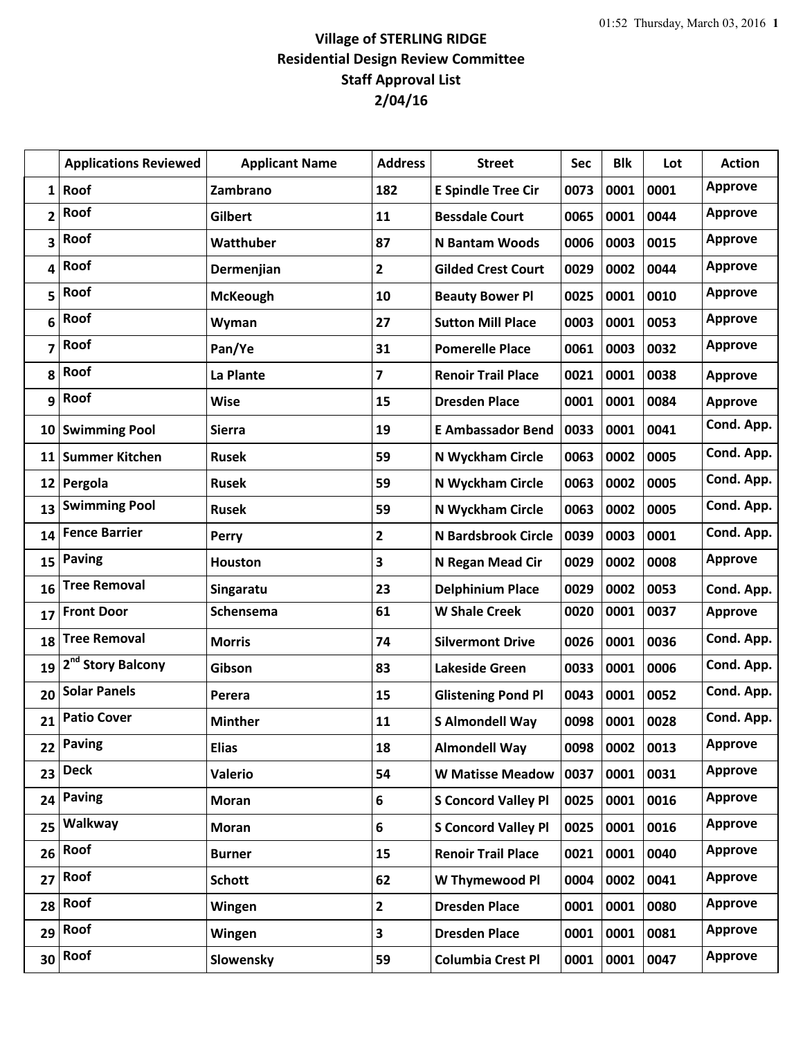# Village of STERLING RIDGE
## Residential Design Review Committee
## Staff Approval List
## 2/04/16

| | Applications Reviewed | Applicant Name | Address | Street | Sec | Blk | Lot | Action |
|---|---|---|---|---|---|---|---|---|
| 1 | Roof | Zambrano | 182 | E Spindle Tree Cir | 0073 | 0001 | 0001 | Approve |
| 2 | Roof | Gilbert | 11 | Bessdale Court | 0065 | 0001 | 0044 | Approve |
| 3 | Roof | Watthuber | 87 | N Bantam Woods | 0006 | 0003 | 0015 | Approve |
| 4 | Roof | Dermenjian | 2 | Gilded Crest Court | 0029 | 0002 | 0044 | Approve |
| 5 | Roof | McKeough | 10 | Beauty Bower Pl | 0025 | 0001 | 0010 | Approve |
| 6 | Roof | Wyman | 27 | Sutton Mill Place | 0003 | 0001 | 0053 | Approve |
| 7 | Roof | Pan/Ye | 31 | Pomerelle Place | 0061 | 0003 | 0032 | Approve |
| 8 | Roof | La Plante | 7 | Renoir Trail Place | 0021 | 0001 | 0038 | Approve |
| 9 | Roof | Wise | 15 | Dresden Place | 0001 | 0001 | 0084 | Approve |
| 10 | Swimming Pool | Sierra | 19 | E Ambassador Bend | 0033 | 0001 | 0041 | Cond. App. |
| 11 | Summer Kitchen | Rusek | 59 | N Wyckham Circle | 0063 | 0002 | 0005 | Cond. App. |
| 12 | Pergola | Rusek | 59 | N Wyckham Circle | 0063 | 0002 | 0005 | Cond. App. |
| 13 | Swimming Pool | Rusek | 59 | N Wyckham Circle | 0063 | 0002 | 0005 | Cond. App. |
| 14 | Fence Barrier | Perry | 2 | N Bardsbrook Circle | 0039 | 0003 | 0001 | Cond. App. |
| 15 | Paving | Houston | 3 | N Regan Mead Cir | 0029 | 0002 | 0008 | Approve |
| 16 | Tree Removal | Singaratu | 23 | Delphinium Place | 0029 | 0002 | 0053 | Cond. App. |
| 17 | Front Door | Schensema | 61 | W Shale Creek | 0020 | 0001 | 0037 | Approve |
| 18 | Tree Removal | Morris | 74 | Silvermont Drive | 0026 | 0001 | 0036 | Cond. App. |
| 19 | 2nd Story Balcony | Gibson | 83 | Lakeside Green | 0033 | 0001 | 0006 | Cond. App. |
| 20 | Solar Panels | Perera | 15 | Glistening Pond Pl | 0043 | 0001 | 0052 | Cond. App. |
| 21 | Patio Cover | Minther | 11 | S Almondell Way | 0098 | 0001 | 0028 | Cond. App. |
| 22 | Paving | Elias | 18 | Almondell Way | 0098 | 0002 | 0013 | Approve |
| 23 | Deck | Valerio | 54 | W Matisse Meadow | 0037 | 0001 | 0031 | Approve |
| 24 | Paving | Moran | 6 | S Concord Valley Pl | 0025 | 0001 | 0016 | Approve |
| 25 | Walkway | Moran | 6 | S Concord Valley Pl | 0025 | 0001 | 0016 | Approve |
| 26 | Roof | Burner | 15 | Renoir Trail Place | 0021 | 0001 | 0040 | Approve |
| 27 | Roof | Schott | 62 | W Thymewood Pl | 0004 | 0002 | 0041 | Approve |
| 28 | Roof | Wingen | 2 | Dresden Place | 0001 | 0001 | 0080 | Approve |
| 29 | Roof | Wingen | 3 | Dresden Place | 0001 | 0001 | 0081 | Approve |
| 30 | Roof | Slowensky | 59 | Columbia Crest Pl | 0001 | 0001 | 0047 | Approve |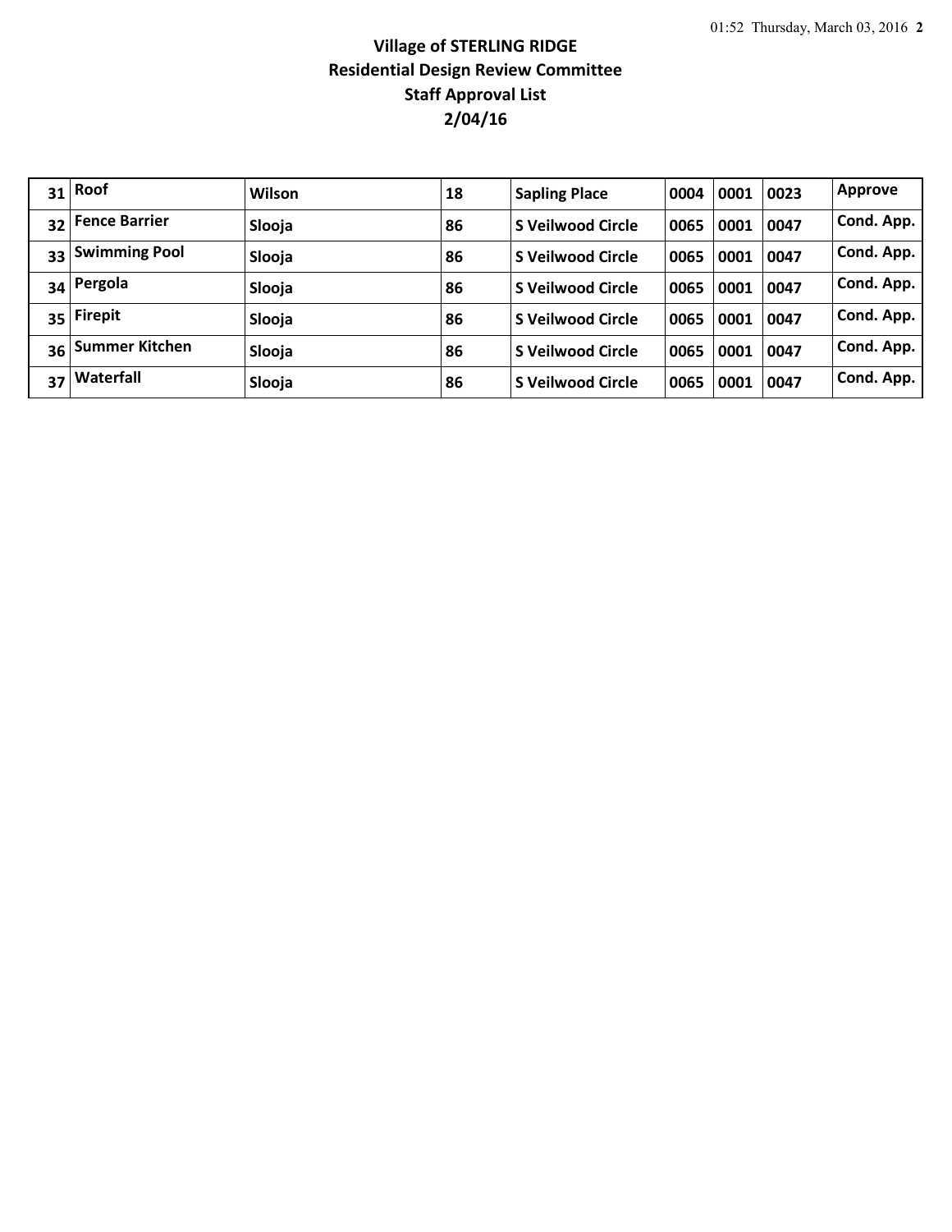**Village of STERLING RIDGE**
**Residential Design Review Committee**
**Staff Approval List**
**2/04/16**

| | | | | | | | | |
|---|---|---|---|---|---|---|---|---|
| 31 | Roof | Wilson | 18 | Sapling Place | 0004 | 0001 | 0023 | Approve |
| 32 | Fence Barrier | Slooja | 86 | S Veilwood Circle | 0065 | 0001 | 0047 | Cond. App. |
| 33 | Swimming Pool | Slooja | 86 | S Veilwood Circle | 0065 | 0001 | 0047 | Cond. App. |
| 34 | Pergola | Slooja | 86 | S Veilwood Circle | 0065 | 0001 | 0047 | Cond. App. |
| 35 | Firepit | Slooja | 86 | S Veilwood Circle | 0065 | 0001 | 0047 | Cond. App. |
| 36 | Summer Kitchen | Slooja | 86 | S Veilwood Circle | 0065 | 0001 | 0047 | Cond. App. |
| 37 | Waterfall | Slooja | 86 | S Veilwood Circle | 0065 | 0001 | 0047 | Cond. App. |